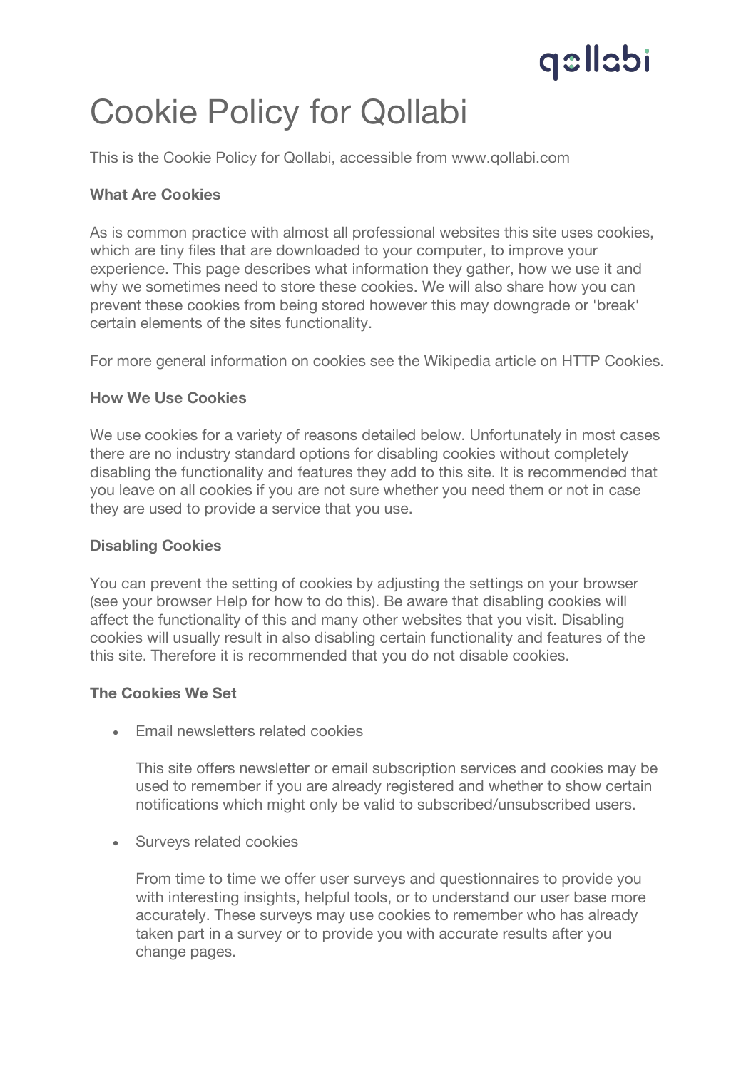# Cookie Policy for Qollabi

This is the Cookie Policy for Qollabi, accessible from www.qollabi.com

**What Are Cookies**

As is common practice with almost all professional websites this site uses cookies, which are tiny files that are downloaded to your computer, to improve your experience. This page describes what information they gather, how we use it and why we sometimes need to store these cookies. We will also share how you can prevent these cookies from being stored however this may downgrade or 'break' certain elements of the sites functionality.

For more general information on cookies see the Wikipedia article on HTTP Cookies.

**How We Use Cookies**

We use cookies for a variety of reasons detailed below. Unfortunately in most cases there are no industry standard options for disabling cookies without completely disabling the functionality and features they add to this site. It is recommended that you leave on all cookies if you are not sure whether you need them or not in case they are used to provide a service that you use.

**Disabling Cookies**

You can prevent the setting of cookies by adjusting the settings on your browser (see your browser Help for how to do this). Be aware that disabling cookies will affect the functionality of this and many other websites that you visit. Disabling cookies will usually result in also disabling certain functionality and features of the this site. Therefore it is recommended that you do not disable cookies.

**The Cookies We Set**

- Email newsletters related cookies

  This site offers newsletter or email subscription services and cookies may be used to remember if you are already registered and whether to show certain notifications which might only be valid to subscribed/unsubscribed users.

- Surveys related cookies

  From time to time we offer user surveys and questionnaires to provide you with interesting insights, helpful tools, or to understand our user base more accurately. These surveys may use cookies to remember who has already taken part in a survey or to provide you with accurate results after you change pages.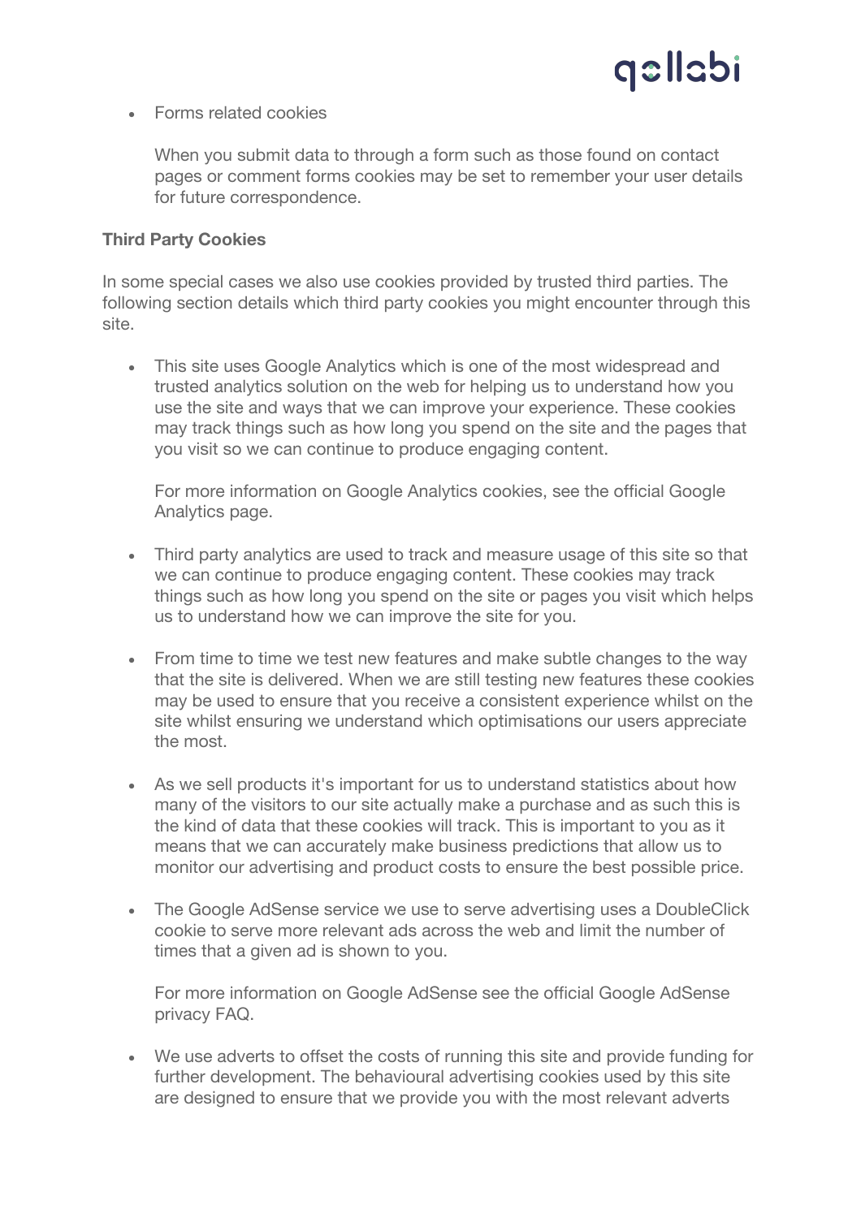- Forms related cookies

  When you submit data to through a form such as those found on contact pages or comment forms cookies may be set to remember your user details for future correspondence.

**Third Party Cookies**

In some special cases we also use cookies provided by trusted third parties. The following section details which third party cookies you might encounter through this site.

- This site uses Google Analytics which is one of the most widespread and trusted analytics solution on the web for helping us to understand how you use the site and ways that we can improve your experience. These cookies may track things such as how long you spend on the site and the pages that you visit so we can continue to produce engaging content.

  For more information on Google Analytics cookies, see the official Google Analytics page.

- Third party analytics are used to track and measure usage of this site so that we can continue to produce engaging content. These cookies may track things such as how long you spend on the site or pages you visit which helps us to understand how we can improve the site for you.

- From time to time we test new features and make subtle changes to the way that the site is delivered. When we are still testing new features these cookies may be used to ensure that you receive a consistent experience whilst on the site whilst ensuring we understand which optimisations our users appreciate the most.

- As we sell products it's important for us to understand statistics about how many of the visitors to our site actually make a purchase and as such this is the kind of data that these cookies will track. This is important to you as it means that we can accurately make business predictions that allow us to monitor our advertising and product costs to ensure the best possible price.

- The Google AdSense service we use to serve advertising uses a DoubleClick cookie to serve more relevant ads across the web and limit the number of times that a given ad is shown to you.

  For more information on Google AdSense see the official Google AdSense privacy FAQ.

- We use adverts to offset the costs of running this site and provide funding for further development. The behavioural advertising cookies used by this site are designed to ensure that we provide you with the most relevant adverts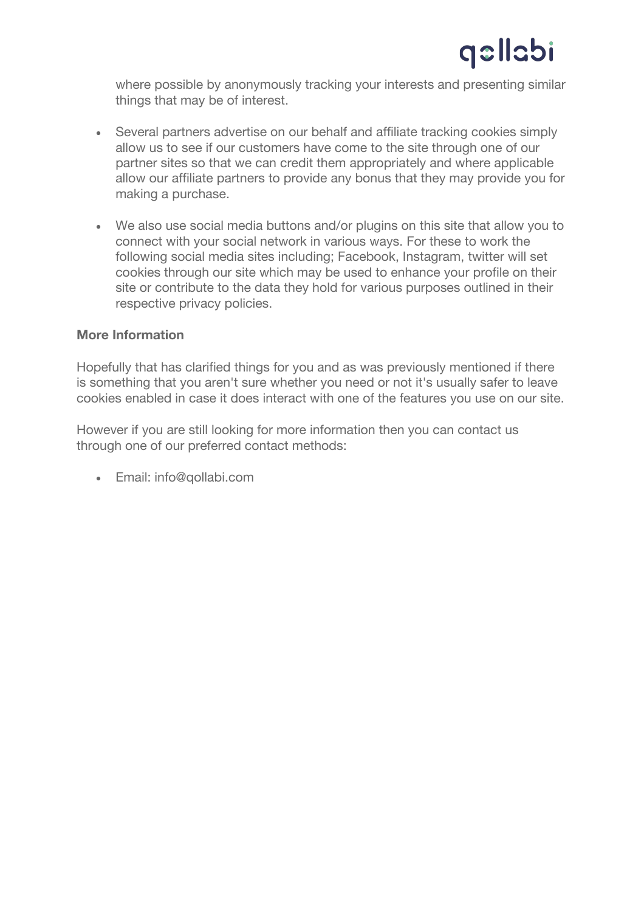where possible by anonymously tracking your interests and presenting similar things that may be of interest.

- Several partners advertise on our behalf and affiliate tracking cookies simply allow us to see if our customers have come to the site through one of our partner sites so that we can credit them appropriately and where applicable allow our affiliate partners to provide any bonus that they may provide you for making a purchase.

- We also use social media buttons and/or plugins on this site that allow you to connect with your social network in various ways. For these to work the following social media sites including; Facebook, Instagram, twitter will set cookies through our site which may be used to enhance your profile on their site or contribute to the data they hold for various purposes outlined in their respective privacy policies.

**More Information**

Hopefully that has clarified things for you and as was previously mentioned if there is something that you aren't sure whether you need or not it's usually safer to leave cookies enabled in case it does interact with one of the features you use on our site.

However if you are still looking for more information then you can contact us through one of our preferred contact methods:

- Email: info@qollabi.com